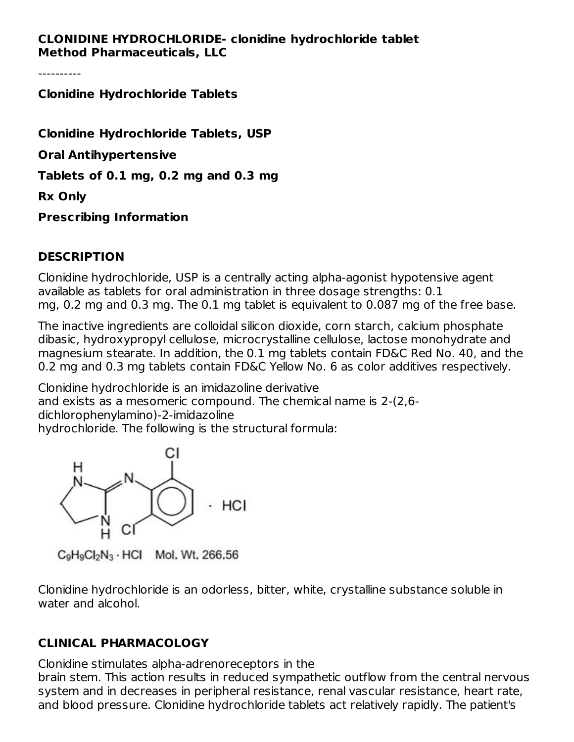**CLONIDINE HYDROCHLORIDE- clonidine hydrochloride tablet**
**Method Pharmaceuticals, LLC**

----------

**Clonidine Hydrochloride Tablets**

**Clonidine Hydrochloride Tablets, USP**

**Oral Antihypertensive**

**Tablets of 0.1 mg, 0.2 mg and 0.3 mg**

**Rx Only**

**Prescribing Information**

## DESCRIPTION

Clonidine hydrochloride, USP is a centrally acting alpha-agonist hypotensive agent available as tablets for oral administration in three dosage strengths: 0.1 mg, 0.2 mg and 0.3 mg. The 0.1 mg tablet is equivalent to 0.087 mg of the free base.

The inactive ingredients are colloidal silicon dioxide, corn starch, calcium phosphate dibasic, hydroxypropyl cellulose, microcrystalline cellulose, lactose monohydrate and magnesium stearate. In addition, the 0.1 mg tablets contain FD&C Red No. 40, and the 0.2 mg and 0.3 mg tablets contain FD&C Yellow No. 6 as color additives respectively.

Clonidine hydrochloride is an imidazoline derivative and exists as a mesomeric compound. The chemical name is 2-(2,6-dichlorophenylamino)-2-imidazoline hydrochloride. The following is the structural formula:

$C_9H_9Cl_2N_3 \cdot HCl$ Mol. Wt. 266.56

Clonidine hydrochloride is an odorless, bitter, white, crystalline substance soluble in water and alcohol.

## CLINICAL PHARMACOLOGY

Clonidine stimulates alpha-adrenoreceptors in the brain stem. This action results in reduced sympathetic outflow from the central nervous system and in decreases in peripheral resistance, renal vascular resistance, heart rate, and blood pressure. Clonidine hydrochloride tablets act relatively rapidly. The patient's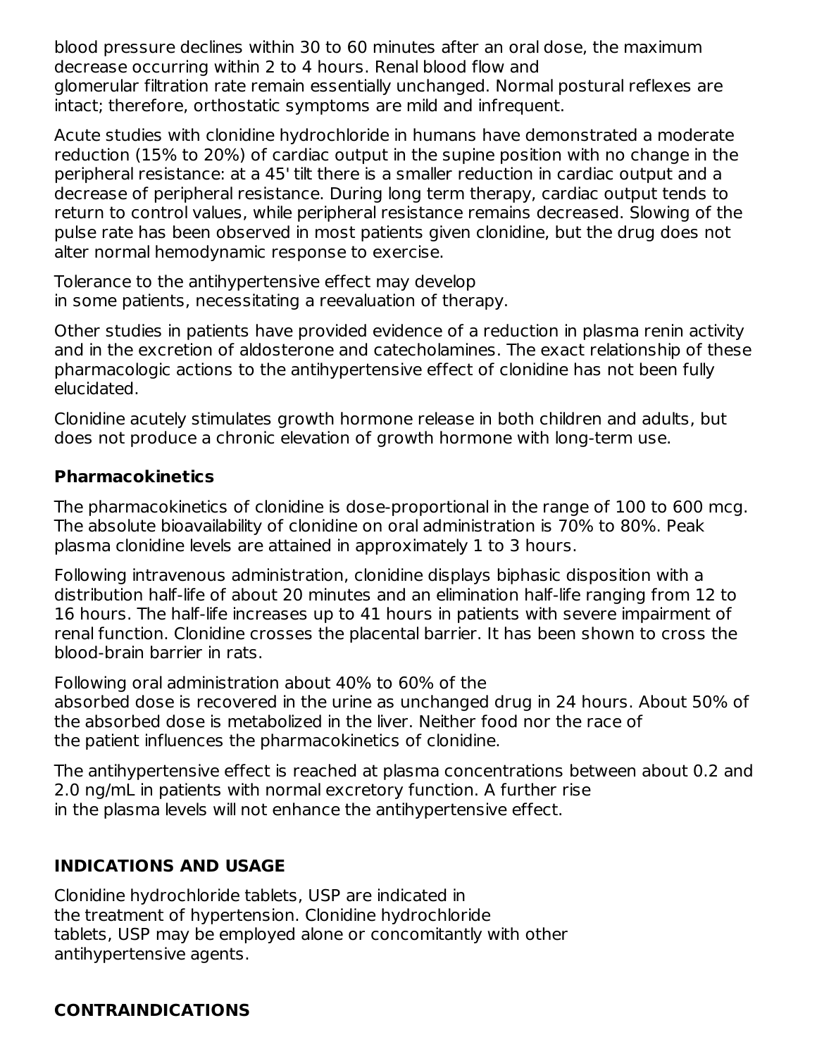blood pressure declines within 30 to 60 minutes after an oral dose, the maximum decrease occurring within 2 to 4 hours. Renal blood flow and glomerular filtration rate remain essentially unchanged. Normal postural reflexes are intact; therefore, orthostatic symptoms are mild and infrequent.

Acute studies with clonidine hydrochloride in humans have demonstrated a moderate reduction (15% to 20%) of cardiac output in the supine position with no change in the peripheral resistance: at a 45' tilt there is a smaller reduction in cardiac output and a decrease of peripheral resistance. During long term therapy, cardiac output tends to return to control values, while peripheral resistance remains decreased. Slowing of the pulse rate has been observed in most patients given clonidine, but the drug does not alter normal hemodynamic response to exercise.

Tolerance to the antihypertensive effect may develop in some patients, necessitating a reevaluation of therapy.

Other studies in patients have provided evidence of a reduction in plasma renin activity and in the excretion of aldosterone and catecholamines. The exact relationship of these pharmacologic actions to the antihypertensive effect of clonidine has not been fully elucidated.

Clonidine acutely stimulates growth hormone release in both children and adults, but does not produce a chronic elevation of growth hormone with long-term use.

### Pharmacokinetics

The pharmacokinetics of clonidine is dose-proportional in the range of 100 to 600 mcg. The absolute bioavailability of clonidine on oral administration is 70% to 80%. Peak plasma clonidine levels are attained in approximately 1 to 3 hours.

Following intravenous administration, clonidine displays biphasic disposition with a distribution half-life of about 20 minutes and an elimination half-life ranging from 12 to 16 hours. The half-life increases up to 41 hours in patients with severe impairment of renal function. Clonidine crosses the placental barrier. It has been shown to cross the blood-brain barrier in rats.

Following oral administration about 40% to 60% of the absorbed dose is recovered in the urine as unchanged drug in 24 hours. About 50% of the absorbed dose is metabolized in the liver. Neither food nor the race of the patient influences the pharmacokinetics of clonidine.

The antihypertensive effect is reached at plasma concentrations between about 0.2 and 2.0 ng/mL in patients with normal excretory function. A further rise in the plasma levels will not enhance the antihypertensive effect.

## INDICATIONS AND USAGE

Clonidine hydrochloride tablets, USP are indicated in the treatment of hypertension. Clonidine hydrochloride tablets, USP may be employed alone or concomitantly with other antihypertensive agents.

## CONTRAINDICATIONS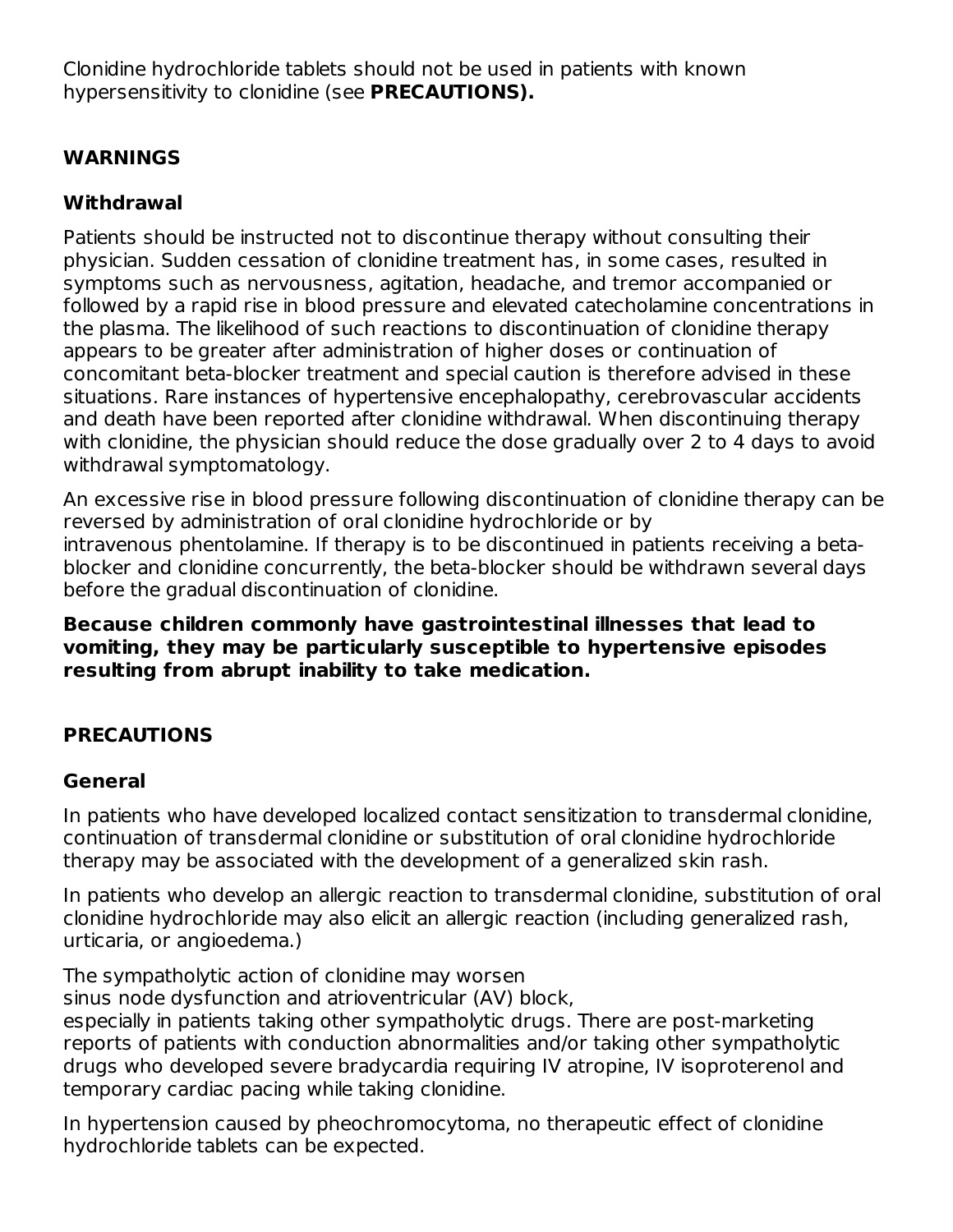Clonidine hydrochloride tablets should not be used in patients with known hypersensitivity to clonidine (see **PRECAUTIONS).**

## WARNINGS

### Withdrawal

Patients should be instructed not to discontinue therapy without consulting their physician. Sudden cessation of clonidine treatment has, in some cases, resulted in symptoms such as nervousness, agitation, headache, and tremor accompanied or followed by a rapid rise in blood pressure and elevated catecholamine concentrations in the plasma. The likelihood of such reactions to discontinuation of clonidine therapy appears to be greater after administration of higher doses or continuation of concomitant beta-blocker treatment and special caution is therefore advised in these situations. Rare instances of hypertensive encephalopathy, cerebrovascular accidents and death have been reported after clonidine withdrawal. When discontinuing therapy with clonidine, the physician should reduce the dose gradually over 2 to 4 days to avoid withdrawal symptomatology.

An excessive rise in blood pressure following discontinuation of clonidine therapy can be reversed by administration of oral clonidine hydrochloride or by intravenous phentolamine. If therapy is to be discontinued in patients receiving a beta-blocker and clonidine concurrently, the beta-blocker should be withdrawn several days before the gradual discontinuation of clonidine.

**Because children commonly have gastrointestinal illnesses that lead to vomiting, they may be particularly susceptible to hypertensive episodes resulting from abrupt inability to take medication.**

## PRECAUTIONS

### General

In patients who have developed localized contact sensitization to transdermal clonidine, continuation of transdermal clonidine or substitution of oral clonidine hydrochloride therapy may be associated with the development of a generalized skin rash.

In patients who develop an allergic reaction to transdermal clonidine, substitution of oral clonidine hydrochloride may also elicit an allergic reaction (including generalized rash, urticaria, or angioedema.)

The sympatholytic action of clonidine may worsen sinus node dysfunction and atrioventricular (AV) block, especially in patients taking other sympatholytic drugs. There are post-marketing reports of patients with conduction abnormalities and/or taking other sympatholytic drugs who developed severe bradycardia requiring IV atropine, IV isoproterenol and temporary cardiac pacing while taking clonidine.

In hypertension caused by pheochromocytoma, no therapeutic effect of clonidine hydrochloride tablets can be expected.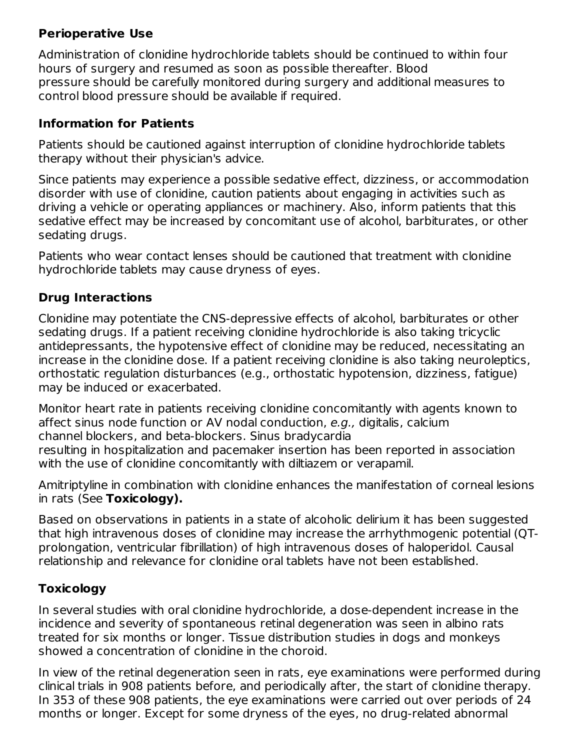### Perioperative Use

Administration of clonidine hydrochloride tablets should be continued to within four hours of surgery and resumed as soon as possible thereafter. Blood pressure should be carefully monitored during surgery and additional measures to control blood pressure should be available if required.

### Information for Patients

Patients should be cautioned against interruption of clonidine hydrochloride tablets therapy without their physician's advice.

Since patients may experience a possible sedative effect, dizziness, or accommodation disorder with use of clonidine, caution patients about engaging in activities such as driving a vehicle or operating appliances or machinery. Also, inform patients that this sedative effect may be increased by concomitant use of alcohol, barbiturates, or other sedating drugs.

Patients who wear contact lenses should be cautioned that treatment with clonidine hydrochloride tablets may cause dryness of eyes.

### Drug Interactions

Clonidine may potentiate the CNS-depressive effects of alcohol, barbiturates or other sedating drugs. If a patient receiving clonidine hydrochloride is also taking tricyclic antidepressants, the hypotensive effect of clonidine may be reduced, necessitating an increase in the clonidine dose. If a patient receiving clonidine is also taking neuroleptics, orthostatic regulation disturbances (e.g., orthostatic hypotension, dizziness, fatigue) may be induced or exacerbated.

Monitor heart rate in patients receiving clonidine concomitantly with agents known to affect sinus node function or AV nodal conduction, *e.g.,* digitalis, calcium channel blockers, and beta-blockers. Sinus bradycardia resulting in hospitalization and pacemaker insertion has been reported in association with the use of clonidine concomitantly with diltiazem or verapamil.

Amitriptyline in combination with clonidine enhances the manifestation of corneal lesions in rats (See **Toxicology).**

Based on observations in patients in a state of alcoholic delirium it has been suggested that high intravenous doses of clonidine may increase the arrhythmogenic potential (QT-prolongation, ventricular fibrillation) of high intravenous doses of haloperidol. Causal relationship and relevance for clonidine oral tablets have not been established.

### Toxicology

In several studies with oral clonidine hydrochloride, a dose-dependent increase in the incidence and severity of spontaneous retinal degeneration was seen in albino rats treated for six months or longer. Tissue distribution studies in dogs and monkeys showed a concentration of clonidine in the choroid.

In view of the retinal degeneration seen in rats, eye examinations were performed during clinical trials in 908 patients before, and periodically after, the start of clonidine therapy. In 353 of these 908 patients, the eye examinations were carried out over periods of 24 months or longer. Except for some dryness of the eyes, no drug-related abnormal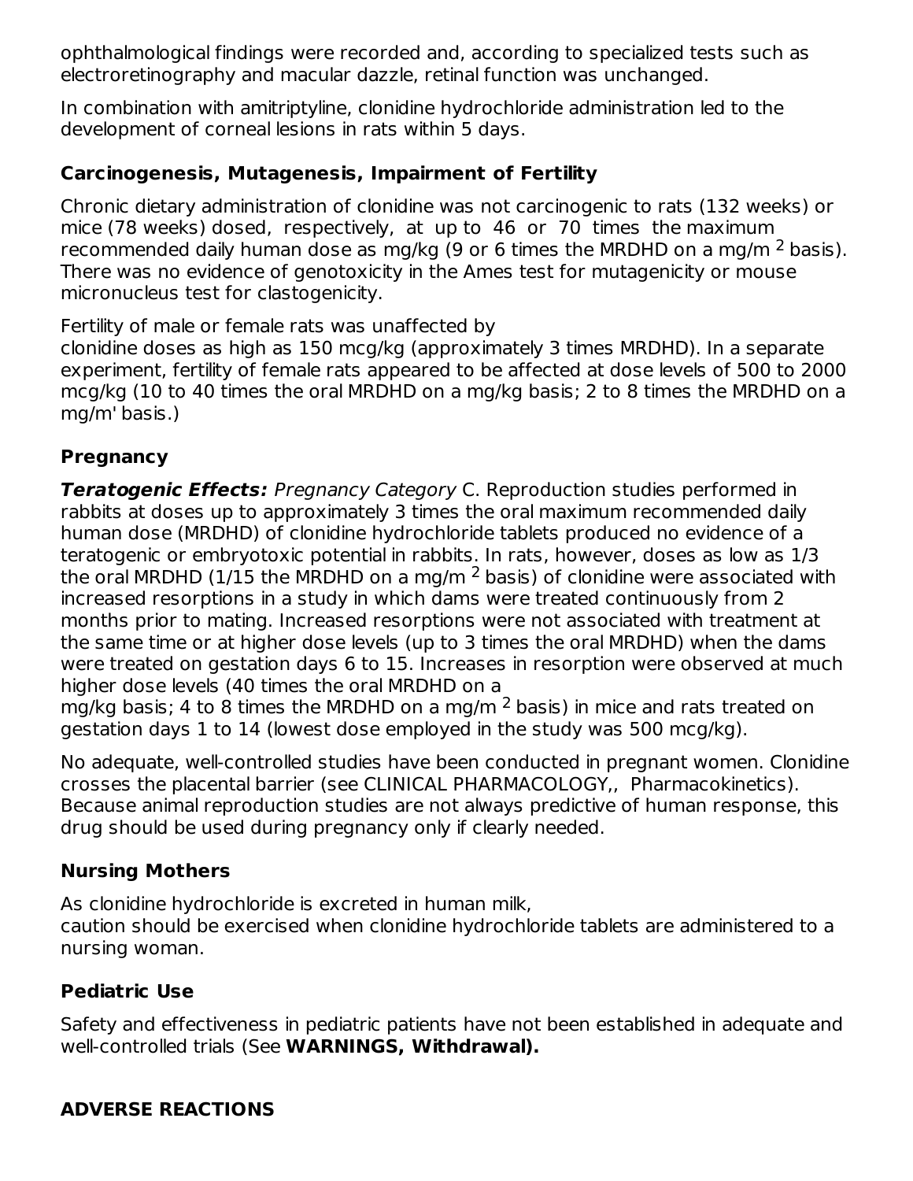ophthalmological findings were recorded and, according to specialized tests such as electroretinography and macular dazzle, retinal function was unchanged.

In combination with amitriptyline, clonidine hydrochloride administration led to the development of corneal lesions in rats within 5 days.

### Carcinogenesis, Mutagenesis, Impairment of Fertility

Chronic dietary administration of clonidine was not carcinogenic to rats (132 weeks) or mice (78 weeks) dosed, respectively, at up to 46 or 70 times the maximum recommended daily human dose as mg/kg (9 or 6 times the MRDHD on a mg/m $^2$ basis). There was no evidence of genotoxicity in the Ames test for mutagenicity or mouse micronucleus test for clastogenicity.

Fertility of male or female rats was unaffected by clonidine doses as high as 150 mcg/kg (approximately 3 times MRDHD). In a separate experiment, fertility of female rats appeared to be affected at dose levels of 500 to 2000 mcg/kg (10 to 40 times the oral MRDHD on a mg/kg basis; 2 to 8 times the MRDHD on a mg/m' basis.)

### Pregnancy

***Teratogenic Effects:*** *Pregnancy Category* C. Reproduction studies performed in rabbits at doses up to approximately 3 times the oral maximum recommended daily human dose (MRDHD) of clonidine hydrochloride tablets produced no evidence of a teratogenic or embryotoxic potential in rabbits. In rats, however, doses as low as 1/3 the oral MRDHD (1/15 the MRDHD on a mg/m $^2$ basis) of clonidine were associated with increased resorptions in a study in which dams were treated continuously from 2 months prior to mating. Increased resorptions were not associated with treatment at the same time or at higher dose levels (up to 3 times the oral MRDHD) when the dams were treated on gestation days 6 to 15. Increases in resorption were observed at much higher dose levels (40 times the oral MRDHD on a mg/kg basis; 4 to 8 times the MRDHD on a mg/m $^2$ basis) in mice and rats treated on gestation days 1 to 14 (lowest dose employed in the study was 500 mcg/kg).

No adequate, well-controlled studies have been conducted in pregnant women. Clonidine crosses the placental barrier (see CLINICAL PHARMACOLOGY,, Pharmacokinetics). Because animal reproduction studies are not always predictive of human response, this drug should be used during pregnancy only if clearly needed.

### Nursing Mothers

As clonidine hydrochloride is excreted in human milk, caution should be exercised when clonidine hydrochloride tablets are administered to a nursing woman.

### Pediatric Use

Safety and effectiveness in pediatric patients have not been established in adequate and well-controlled trials (See **WARNINGS, Withdrawal).**

## ADVERSE REACTIONS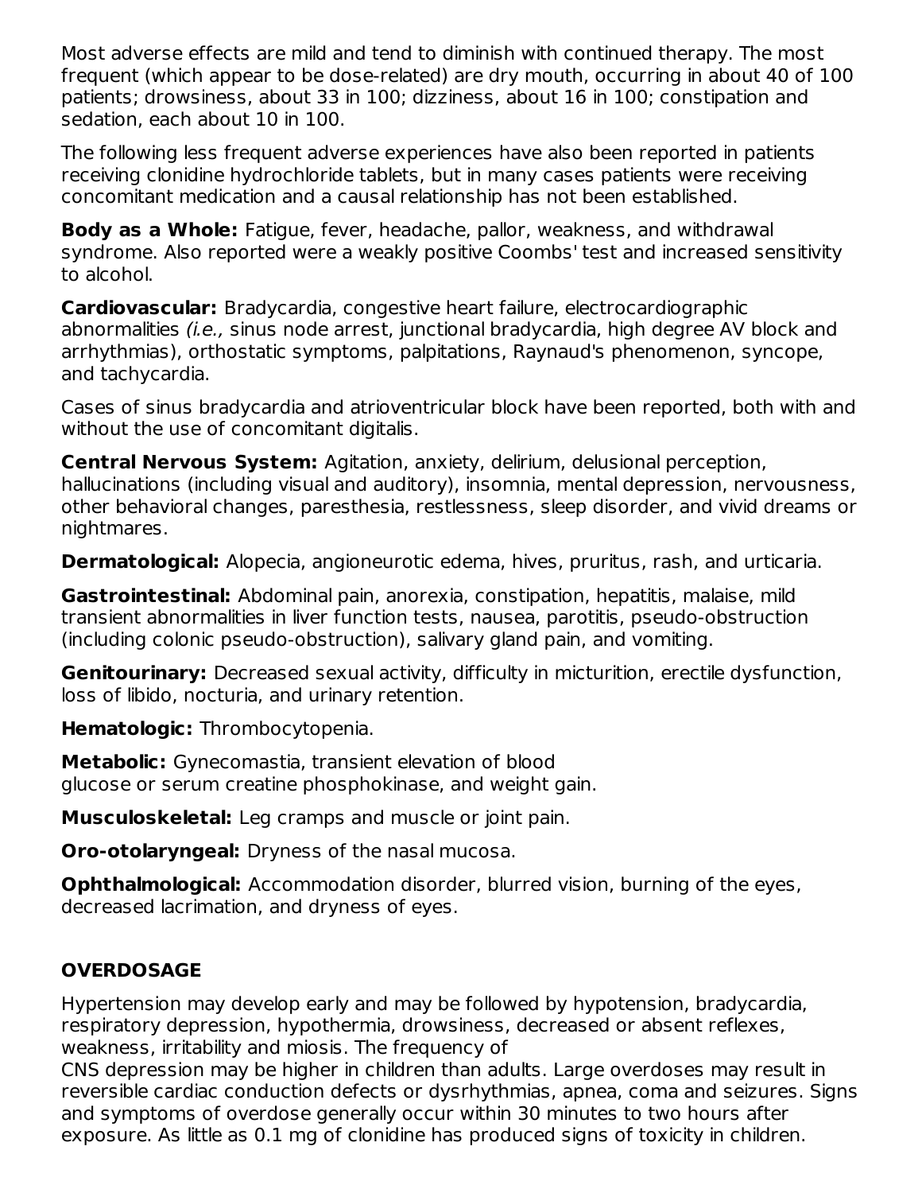Most adverse effects are mild and tend to diminish with continued therapy. The most frequent (which appear to be dose-related) are dry mouth, occurring in about 40 of 100 patients; drowsiness, about 33 in 100; dizziness, about 16 in 100; constipation and sedation, each about 10 in 100.

The following less frequent adverse experiences have also been reported in patients receiving clonidine hydrochloride tablets, but in many cases patients were receiving concomitant medication and a causal relationship has not been established.

**Body as a Whole:** Fatigue, fever, headache, pallor, weakness, and withdrawal syndrome. Also reported were a weakly positive Coombs' test and increased sensitivity to alcohol.

**Cardiovascular:** Bradycardia, congestive heart failure, electrocardiographic abnormalities *(i.e.,* sinus node arrest, junctional bradycardia, high degree AV block and arrhythmias), orthostatic symptoms, palpitations, Raynaud's phenomenon, syncope, and tachycardia.

Cases of sinus bradycardia and atrioventricular block have been reported, both with and without the use of concomitant digitalis.

**Central Nervous System:** Agitation, anxiety, delirium, delusional perception, hallucinations (including visual and auditory), insomnia, mental depression, nervousness, other behavioral changes, paresthesia, restlessness, sleep disorder, and vivid dreams or nightmares.

**Dermatological:** Alopecia, angioneurotic edema, hives, pruritus, rash, and urticaria.

**Gastrointestinal:** Abdominal pain, anorexia, constipation, hepatitis, malaise, mild transient abnormalities in liver function tests, nausea, parotitis, pseudo-obstruction (including colonic pseudo-obstruction), salivary gland pain, and vomiting.

**Genitourinary:** Decreased sexual activity, difficulty in micturition, erectile dysfunction, loss of libido, nocturia, and urinary retention.

**Hematologic:** Thrombocytopenia.

**Metabolic:** Gynecomastia, transient elevation of blood glucose or serum creatine phosphokinase, and weight gain.

**Musculoskeletal:** Leg cramps and muscle or joint pain.

**Oro-otolaryngeal:** Dryness of the nasal mucosa.

**Ophthalmological:** Accommodation disorder, blurred vision, burning of the eyes, decreased lacrimation, and dryness of eyes.

## OVERDOSAGE

Hypertension may develop early and may be followed by hypotension, bradycardia, respiratory depression, hypothermia, drowsiness, decreased or absent reflexes, weakness, irritability and miosis. The frequency of CNS depression may be higher in children than adults. Large overdoses may result in reversible cardiac conduction defects or dysrhythmias, apnea, coma and seizures. Signs and symptoms of overdose generally occur within 30 minutes to two hours after exposure. As little as 0.1 mg of clonidine has produced signs of toxicity in children.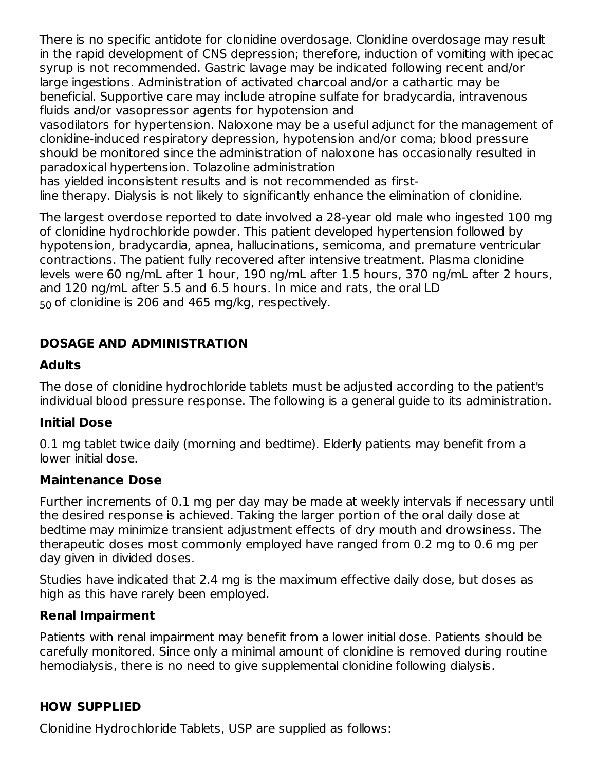There is no specific antidote for clonidine overdosage. Clonidine overdosage may result in the rapid development of CNS depression; therefore, induction of vomiting with ipecac syrup is not recommended. Gastric lavage may be indicated following recent and/or large ingestions. Administration of activated charcoal and/or a cathartic may be beneficial. Supportive care may include atropine sulfate for bradycardia, intravenous fluids and/or vasopressor agents for hypotension and vasodilators for hypertension. Naloxone may be a useful adjunct for the management of clonidine-induced respiratory depression, hypotension and/or coma; blood pressure should be monitored since the administration of naloxone has occasionally resulted in paradoxical hypertension. Tolazoline administration has yielded inconsistent results and is not recommended as first-line therapy. Dialysis is not likely to significantly enhance the elimination of clonidine.

The largest overdose reported to date involved a 28-year old male who ingested 100 mg of clonidine hydrochloride powder. This patient developed hypertension followed by hypotension, bradycardia, apnea, hallucinations, semicoma, and premature ventricular contractions. The patient fully recovered after intensive treatment. Plasma clonidine levels were 60 ng/mL after 1 hour, 190 ng/mL after 1.5 hours, 370 ng/mL after 2 hours, and 120 ng/mL after 5.5 and 6.5 hours. In mice and rats, the oral $LD_{50}$ of clonidine is 206 and 465 mg/kg, respectively.

## DOSAGE AND ADMINISTRATION

### Adults

The dose of clonidine hydrochloride tablets must be adjusted according to the patient's individual blood pressure response. The following is a general guide to its administration.

### Initial Dose

0.1 mg tablet twice daily (morning and bedtime). Elderly patients may benefit from a lower initial dose.

### Maintenance Dose

Further increments of 0.1 mg per day may be made at weekly intervals if necessary until the desired response is achieved. Taking the larger portion of the oral daily dose at bedtime may minimize transient adjustment effects of dry mouth and drowsiness. The therapeutic doses most commonly employed have ranged from 0.2 mg to 0.6 mg per day given in divided doses.

Studies have indicated that 2.4 mg is the maximum effective daily dose, but doses as high as this have rarely been employed.

### Renal Impairment

Patients with renal impairment may benefit from a lower initial dose. Patients should be carefully monitored. Since only a minimal amount of clonidine is removed during routine hemodialysis, there is no need to give supplemental clonidine following dialysis.

## HOW SUPPLIED

Clonidine Hydrochloride Tablets, USP are supplied as follows: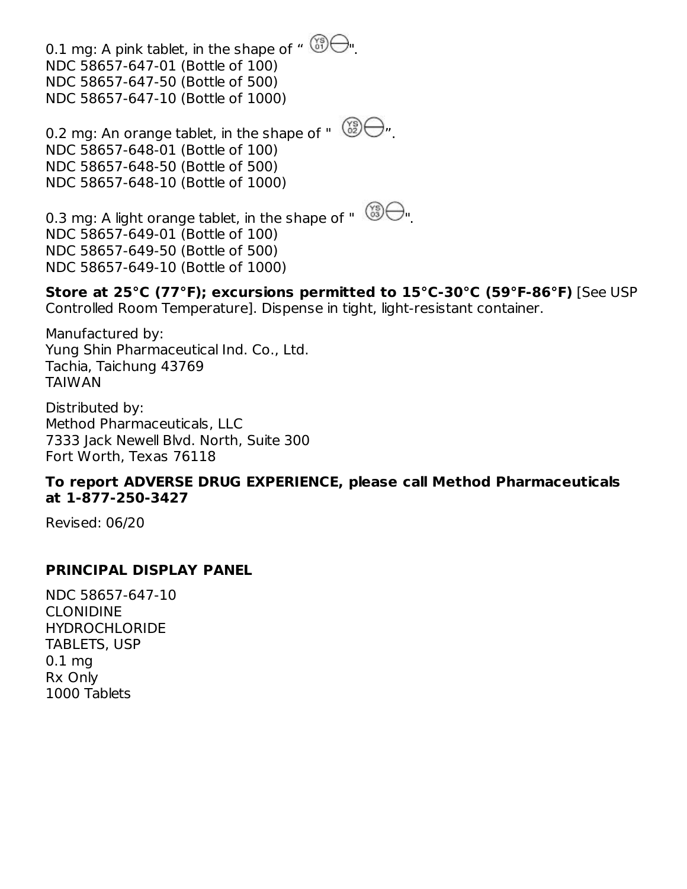0.1 mg: A pink tablet, in the shape of " (YS 01) ⊖".
NDC 58657-647-01 (Bottle of 100)
NDC 58657-647-50 (Bottle of 500)
NDC 58657-647-10 (Bottle of 1000)

0.2 mg: An orange tablet, in the shape of " (YS 02) ⊖".
NDC 58657-648-01 (Bottle of 100)
NDC 58657-648-50 (Bottle of 500)
NDC 58657-648-10 (Bottle of 1000)

0.3 mg: A light orange tablet, in the shape of " (YS 03) ⊖".
NDC 58657-649-01 (Bottle of 100)
NDC 58657-649-50 (Bottle of 500)
NDC 58657-649-10 (Bottle of 1000)

**Store at 25°C (77°F); excursions permitted to 15°C-30°C (59°F-86°F)** [See USP Controlled Room Temperature]. Dispense in tight, light-resistant container.

Manufactured by:
Yung Shin Pharmaceutical Ind. Co., Ltd.
Tachia, Taichung 43769
TAIWAN

Distributed by:
Method Pharmaceuticals, LLC
7333 Jack Newell Blvd. North, Suite 300
Fort Worth, Texas 76118

**To report ADVERSE DRUG EXPERIENCE, please call Method Pharmaceuticals at 1-877-250-3427**

Revised: 06/20

## PRINCIPAL DISPLAY PANEL

NDC 58657-647-10
CLONIDINE
HYDROCHLORIDE
TABLETS, USP
0.1 mg
Rx Only
1000 Tablets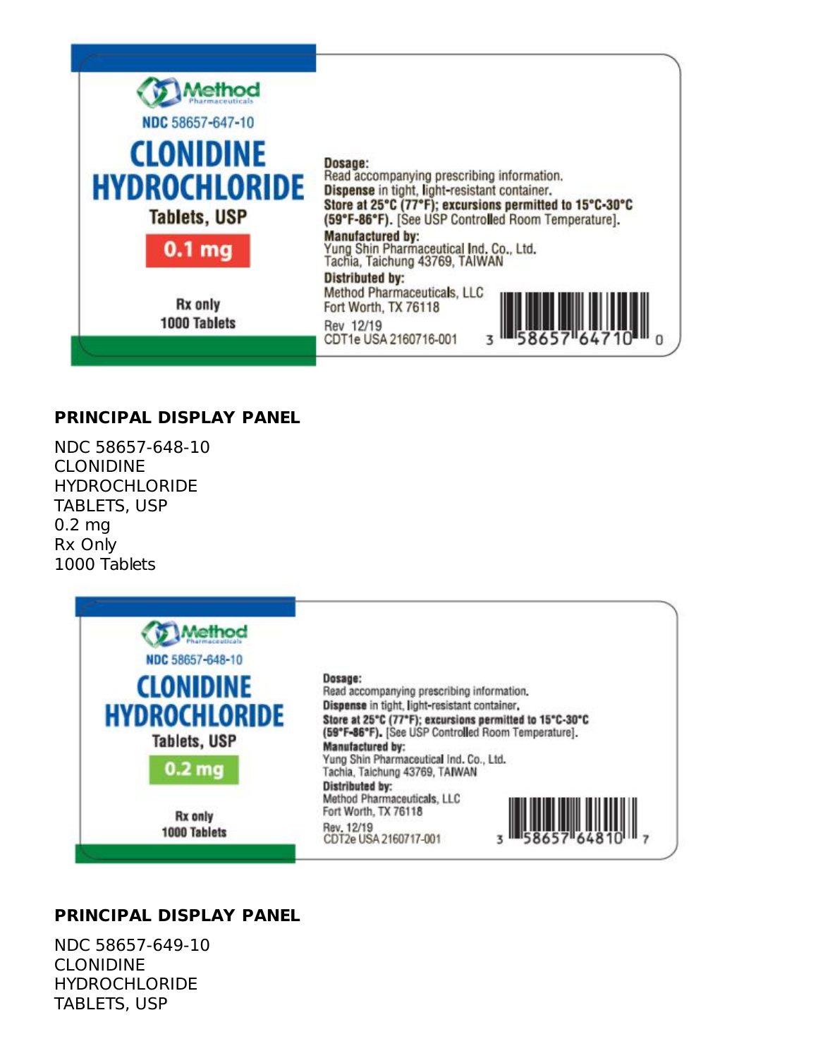Method
Pharmaceuticals

NDC 58657-647-10

**CLONIDINE HYDROCHLORIDE**

Tablets, USP

**0.1 mg**

Rx only

1000 Tablets

**Dosage:**
Read accompanying prescribing information.
**Dispense** in tight, light-resistant container.
**Store at 25°C (77°F); excursions permitted to 15°C-30°C (59°F-86°F).** [See USP Controlled Room Temperature].
**Manufactured by:**
Yung Shin Pharmaceutical Ind. Co., Ltd.
Tachia, Taichung 43769, TAIWAN
**Distributed by:**
Method Pharmaceuticals, LLC
Fort Worth, TX 76118
Rev 12/19
CDT1e USA 2160716-001

3 58657 64710 0

## PRINCIPAL DISPLAY PANEL

NDC 58657-648-10
CLONIDINE
HYDROCHLORIDE
TABLETS, USP
0.2 mg
Rx Only
1000 Tablets

Method
Pharmaceuticals

NDC 58657-648-10

**CLONIDINE HYDROCHLORIDE**

Tablets, USP

**0.2 mg**

Rx only

1000 Tablets

**Dosage:**
Read accompanying prescribing information.
**Dispense** in tight, light-resistant container.
**Store at 25°C (77°F); excursions permitted to 15°C-30°C (59°F-86°F).** [See USP Controlled Room Temperature].
**Manufactured by:**
Yung Shin Pharmaceutical Ind. Co., Ltd.
Tachia, Taichung 43769, TAIWAN
**Distributed by:**
Method Pharmaceuticals, LLC
Fort Worth, TX 76118
Rev. 12/19
CDT2e USA 2160717-001

3 58657 64810 7

## PRINCIPAL DISPLAY PANEL

NDC 58657-649-10
CLONIDINE
HYDROCHLORIDE
TABLETS, USP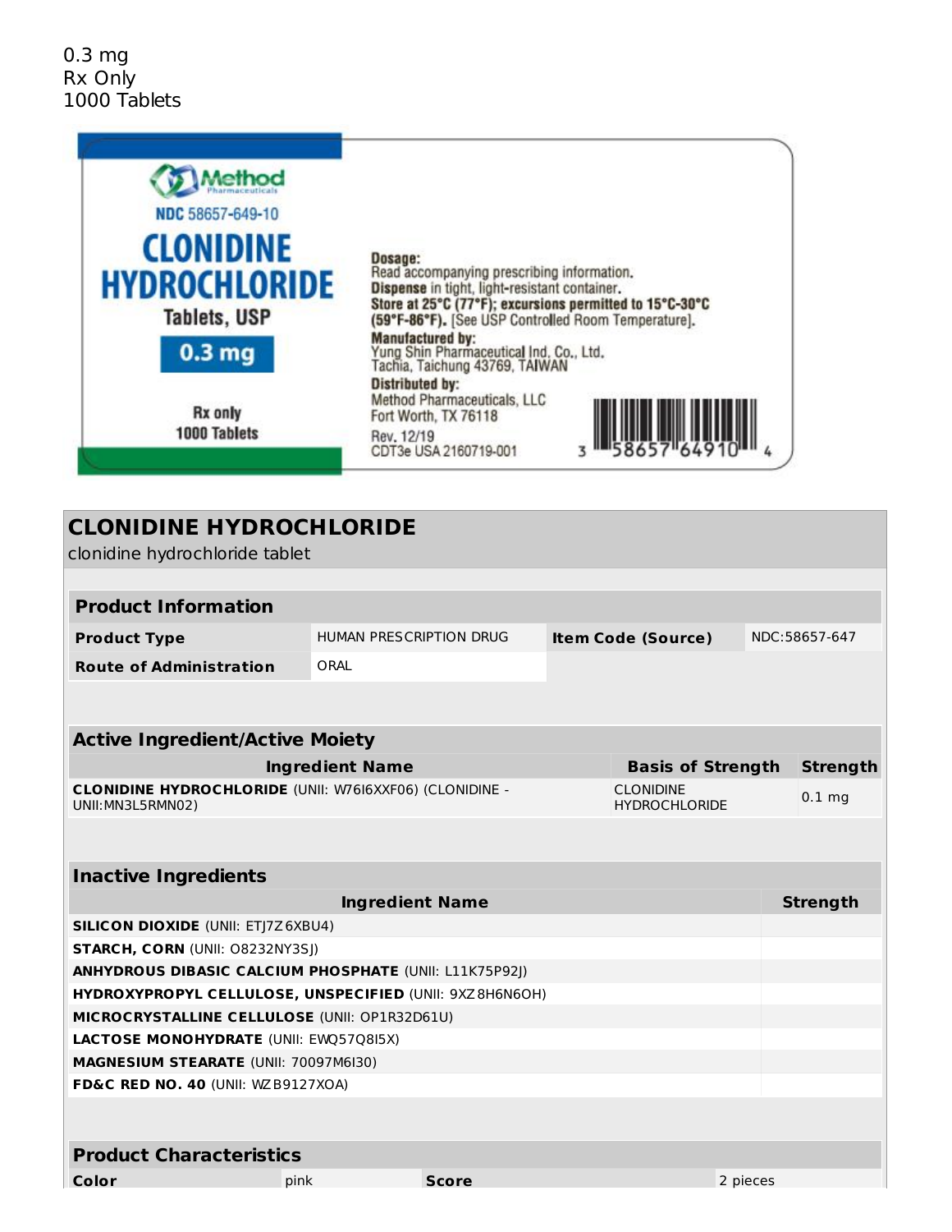0.3 mg
Rx Only
1000 Tablets

Method Pharmaceuticals

NDC 58657-649-10

**CLONIDINE HYDROCHLORIDE**

Tablets, USP

**0.3 mg**

Rx only
1000 Tablets

**Dosage:** Read accompanying prescribing information.
**Dispense** in tight, light-resistant container.
**Store at 25°C (77°F); excursions permitted to 15°C-30°C (59°F-86°F).** [See USP Controlled Room Temperature].
**Manufactured by:**
Yung Shin Pharmaceutical Ind. Co., Ltd.
Tachia, Taichung 43769, TAIWAN
**Distributed by:**
Method Pharmaceuticals, LLC
Fort Worth, TX 76118
Rev. 12/19
CDT3e USA 2160719-001

3 58657 64910 4

## CLONIDINE HYDROCHLORIDE

clonidine hydrochloride tablet

| **Product Information** | | | |
|---|---|---|---|
| **Product Type** | HUMAN PRESCRIPTION DRUG | **Item Code (Source)** | NDC:58657-647 |
| **Route of Administration** | ORAL | | |

| **Active Ingredient/Active Moiety** | | |
|---|---|---|
| **Ingredient Name** | **Basis of Strength** | **Strength** |
| **CLONIDINE HYDROCHLORIDE** (UNII: W76I6XXF06) (CLONIDINE - UNII:MN3L5RMN02) | CLONIDINE HYDROCHLORIDE | 0.1 mg |

| **Inactive Ingredients** | |
|---|---|
| **Ingredient Name** | **Strength** |
| **SILICON DIOXIDE** (UNII: ETJ7Z6XBU4) | |
| **STARCH, CORN** (UNII: O8232NY3SJ) | |
| **ANHYDROUS DIBASIC CALCIUM PHOSPHATE** (UNII: L11K75P92J) | |
| **HYDROXYPROPYL CELLULOSE, UNSPECIFIED** (UNII: 9XZ8H6N6OH) | |
| **MICROCRYSTALLINE CELLULOSE** (UNII: OP1R32D61U) | |
| **LACTOSE MONOHYDRATE** (UNII: EWQ57Q8I5X) | |
| **MAGNESIUM STEARATE** (UNII: 70097M6I30) | |
| **FD&C RED NO. 40** (UNII: WZB9127XOA) | |

| **Product Characteristics** | | | |
|---|---|---|---|
| **Color** | pink | **Score** | 2 pieces |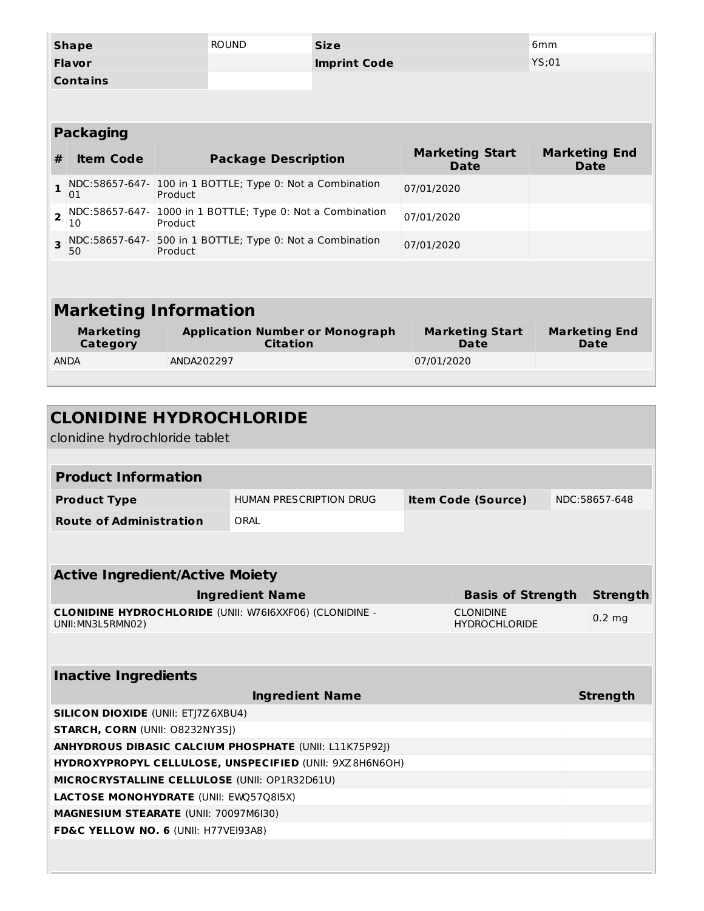| Shape | ROUND | Size | 6mm |
| --- | --- | --- | --- |
| Flavor | | Imprint Code | YS;01 |
| Contains | | | |

## Packaging

| # | Item Code | Package Description | Marketing Start Date | Marketing End Date |
| --- | --- | --- | --- | --- |
| 1 | NDC:58657-647-01 | 100 in 1 BOTTLE; Type 0: Not a Combination Product | 07/01/2020 | |
| 2 | NDC:58657-647-10 | 1000 in 1 BOTTLE; Type 0: Not a Combination Product | 07/01/2020 | |
| 3 | NDC:58657-647-50 | 500 in 1 BOTTLE; Type 0: Not a Combination Product | 07/01/2020 | |

## Marketing Information

| Marketing Category | Application Number or Monograph Citation | Marketing Start Date | Marketing End Date |
| --- | --- | --- | --- |
| ANDA | ANDA202297 | 07/01/2020 | |

# CLONIDINE HYDROCHLORIDE

clonidine hydrochloride tablet

## Product Information

| Product Type | HUMAN PRESCRIPTION DRUG | Item Code (Source) | NDC:58657-648 |
| --- | --- | --- | --- |
| Route of Administration | ORAL | | |

## Active Ingredient/Active Moiety

| Ingredient Name | Basis of Strength | Strength |
| --- | --- | --- |
| **CLONIDINE HYDROCHLORIDE** (UNII: W76I6XXF06) (CLONIDINE - UNII:MN3L5RMN02) | CLONIDINE HYDROCHLORIDE | 0.2 mg |

## Inactive Ingredients

| Ingredient Name | Strength |
| --- | --- |
| **SILICON DIOXIDE** (UNII: ETJ7Z6XBU4) | |
| **STARCH, CORN** (UNII: O8232NY3SJ) | |
| **ANHYDROUS DIBASIC CALCIUM PHOSPHATE** (UNII: L11K75P92J) | |
| **HYDROXYPROPYL CELLULOSE, UNSPECIFIED** (UNII: 9XZ8H6N6OH) | |
| **MICROCRYSTALLINE CELLULOSE** (UNII: OP1R32D61U) | |
| **LACTOSE MONOHYDRATE** (UNII: EWQ57Q8I5X) | |
| **MAGNESIUM STEARATE** (UNII: 70097M6I30) | |
| **FD&C YELLOW NO. 6** (UNII: H77VEI93A8) | |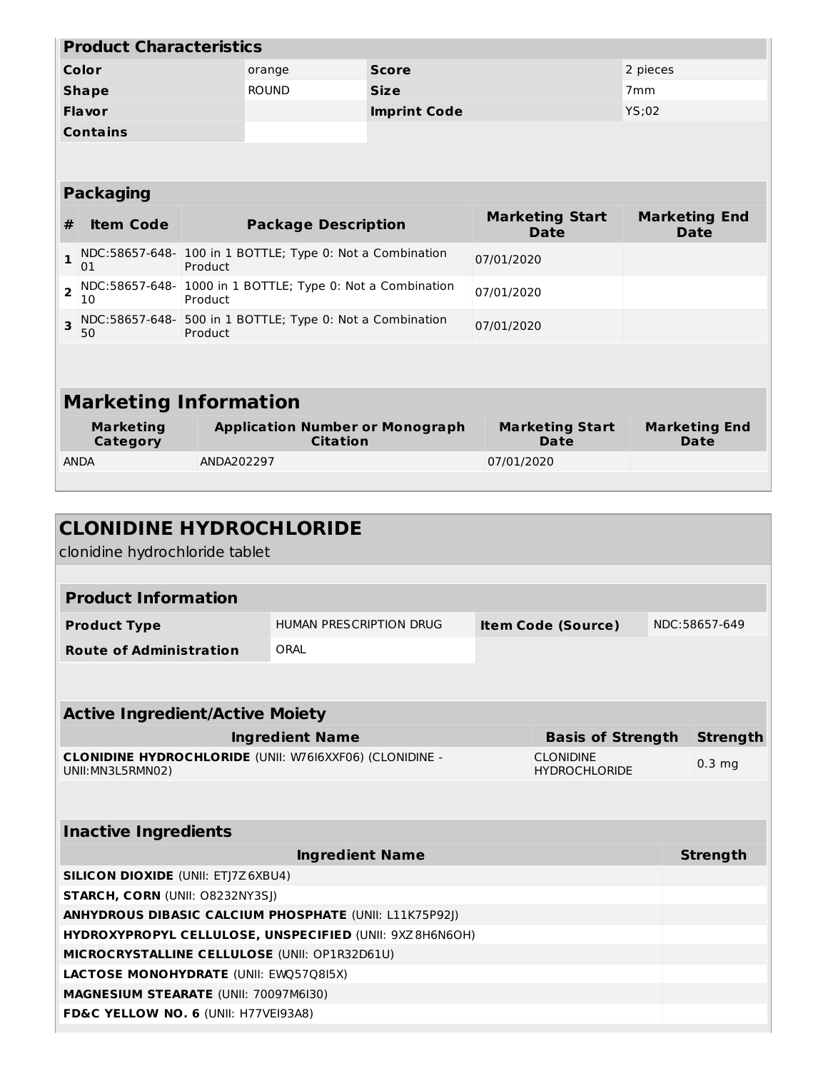## Product Characteristics

| Color | orange | Score | 2 pieces |
|---|---|---|---|
| Shape | ROUND | Size | 7mm |
| Flavor | | Imprint Code | YS;02 |
| Contains | | | |

## Packaging

| # | Item Code | Package Description | Marketing Start Date | Marketing End Date |
|---|---|---|---|---|
| 1 | NDC:58657-648-01 | 100 in 1 BOTTLE; Type 0: Not a Combination Product | 07/01/2020 | |
| 2 | NDC:58657-648-10 | 1000 in 1 BOTTLE; Type 0: Not a Combination Product | 07/01/2020 | |
| 3 | NDC:58657-648-50 | 500 in 1 BOTTLE; Type 0: Not a Combination Product | 07/01/2020 | |

## Marketing Information

| Marketing Category | Application Number or Monograph Citation | Marketing Start Date | Marketing End Date |
|---|---|---|---|
| ANDA | ANDA202297 | 07/01/2020 | |

# CLONIDINE HYDROCHLORIDE

clonidine hydrochloride tablet

## Product Information

| Product Type | HUMAN PRESCRIPTION DRUG | Item Code (Source) | NDC:58657-649 |
|---|---|---|---|
| Route of Administration | ORAL | | |

## Active Ingredient/Active Moiety

| Ingredient Name | Basis of Strength | Strength |
|---|---|---|
| **CLONIDINE HYDROCHLORIDE** (UNII: W76I6XXF06) (CLONIDINE - UNII:MN3L5RMN02) | CLONIDINE HYDROCHLORIDE | 0.3 mg |

## Inactive Ingredients

| Ingredient Name | Strength |
|---|---|
| **SILICON DIOXIDE** (UNII: ETJ7Z6XBU4) | |
| **STARCH, CORN** (UNII: O8232NY3SJ) | |
| **ANHYDROUS DIBASIC CALCIUM PHOSPHATE** (UNII: L11K75P92J) | |
| **HYDROXYPROPYL CELLULOSE, UNSPECIFIED** (UNII: 9XZ8H6N6OH) | |
| **MICROCRYSTALLINE CELLULOSE** (UNII: OP1R32D61U) | |
| **LACTOSE MONOHYDRATE** (UNII: EWQ57Q8I5X) | |
| **MAGNESIUM STEARATE** (UNII: 70097M6I30) | |
| **FD&C YELLOW NO. 6** (UNII: H77VEI93A8) | |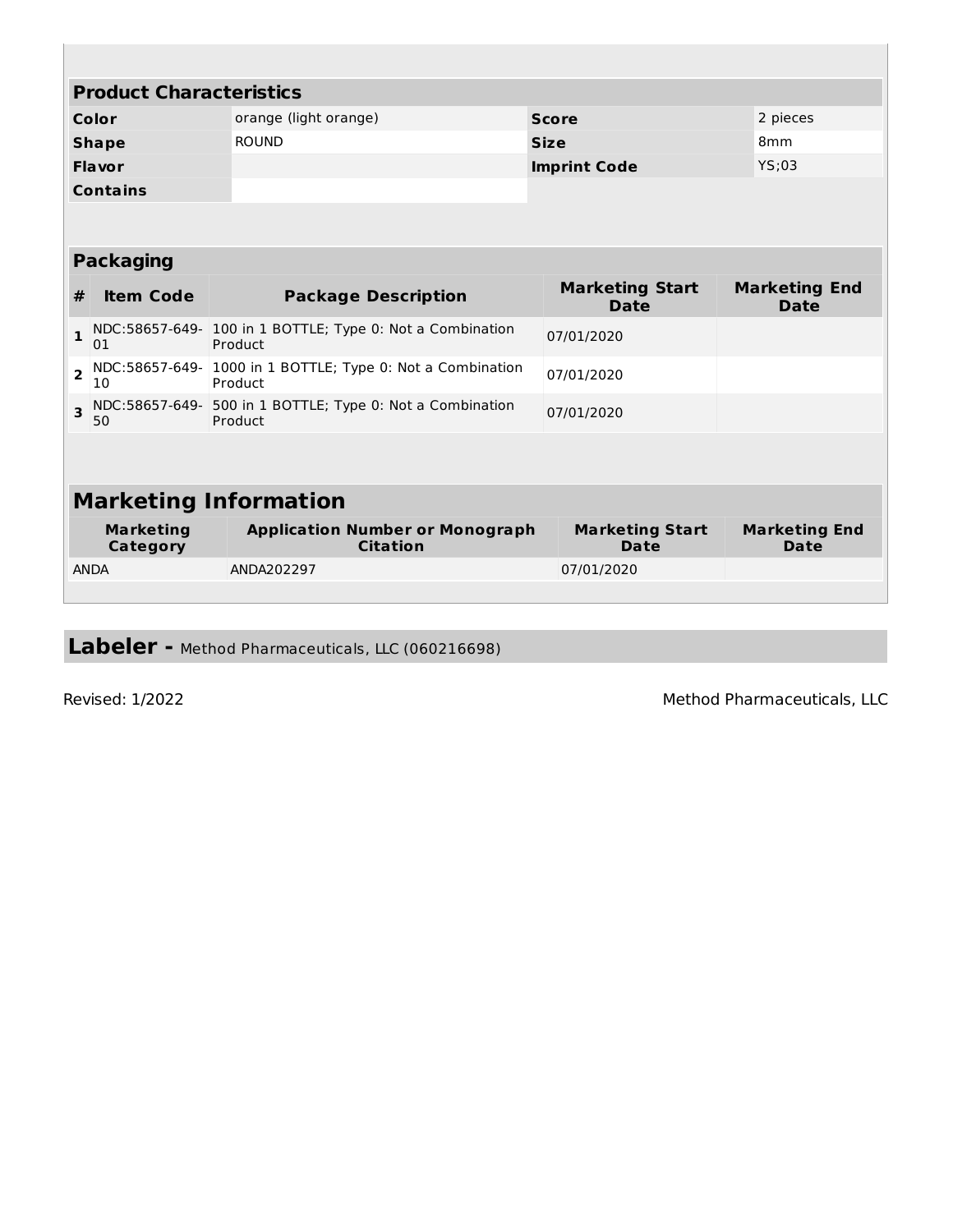## Product Characteristics

| | | | |
|---|---|---|---|
| **Color** | orange (light orange) | **Score** | 2 pieces |
| **Shape** | ROUND | **Size** | 8mm |
| **Flavor** | | **Imprint Code** | YS;03 |
| **Contains** | | | |

## Packaging

| # | Item Code | Package Description | Marketing Start Date | Marketing End Date |
|---|---|---|---|---|
| 1 | NDC:58657-649-01 | 100 in 1 BOTTLE; Type 0: Not a Combination Product | 07/01/2020 | |
| 2 | NDC:58657-649-10 | 1000 in 1 BOTTLE; Type 0: Not a Combination Product | 07/01/2020 | |
| 3 | NDC:58657-649-50 | 500 in 1 BOTTLE; Type 0: Not a Combination Product | 07/01/2020 | |

## Marketing Information

| Marketing Category | Application Number or Monograph Citation | Marketing Start Date | Marketing End Date |
|---|---|---|---|
| ANDA | ANDA202297 | 07/01/2020 | |

**Labeler -** Method Pharmaceuticals, LLC (060216698)

Revised: 1/2022

Method Pharmaceuticals, LLC